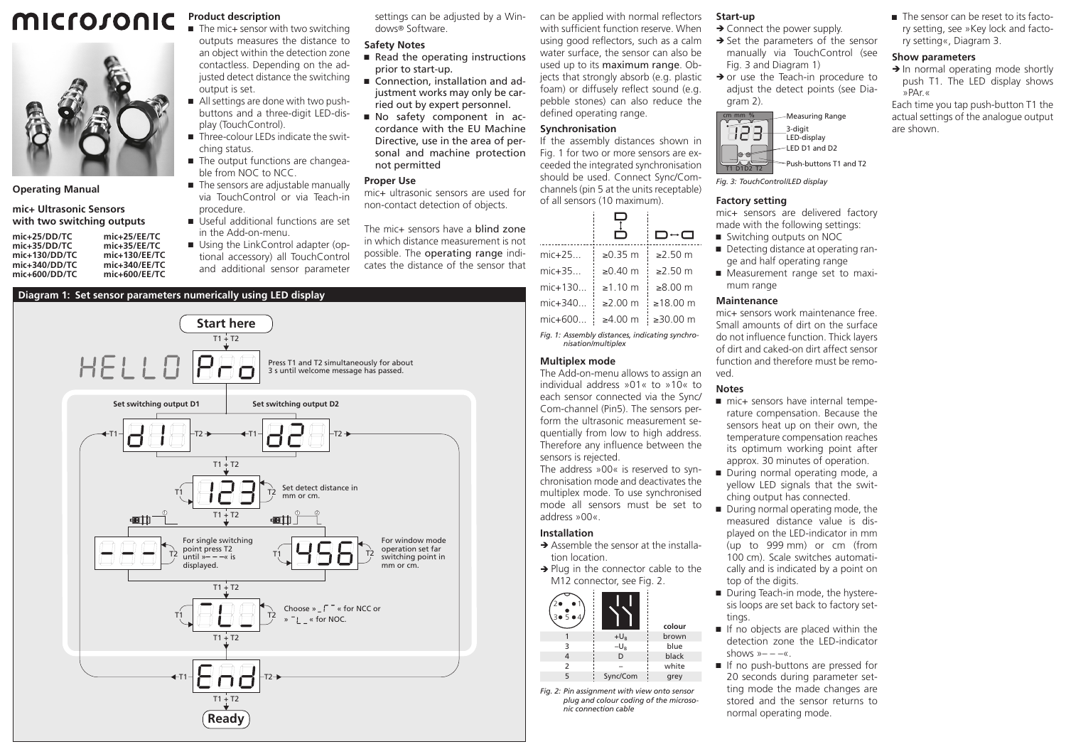# microsonic

## Operating Manual

### mic+ Ultrasonic Sensors with two switching outputs

| | |
|---|---|
| **mic+25/DD/TC** | **mic+25/EE/TC** |
| **mic+35/DD/TC** | **mic+35/EE/TC** |
| **mic+130/DD/TC** | **mic+130/EE/TC** |
| **mic+340/DD/TC** | **mic+340/EE/TC** |
| **mic+600/DD/TC** | **mic+600/EE/TC** |

### Product description

- The mic+ sensor with two switching outputs measures the distance to an object within the detection zone contactless. Depending on the adjusted detect distance the switching output is set.
- All settings are done with two push-buttons and a three-digit LED-display (TouchControl).
- Three-colour LEDs indicate the switching status.
- The output functions are changeable from NOC to NCC.
- The sensors are adjustable manually via TouchControl or via Teach-in procedure.
- Useful additional functions are set in the Add-on-menu.
- Using the LinkControl adapter (optional accessory) all TouchControl and additional sensor parameter settings can be adjusted by a Windows® Software.

### Safety Notes

- Read the operating instructions prior to start-up.
- Connection, installation and adjustment works may only be carried out by expert personnel.
- No safety component in accordance with the EU Machine Directive, use in the area of personal and machine protection not permitted

### Proper Use

mic+ ultrasonic sensors are used for non-contact detection of objects.

The mic+ sensors have a blind zone in which distance measurement is not possible. The operating range indicates the distance of the sensor that can be applied with normal reflectors with sufficient function reserve. When using good reflectors, such as a calm water surface, the sensor can also be used up to its maximum range. Objects that strongly absorb (e.g. plastic foam) or diffusely reflect sound (e.g. pebble stones) can also reduce the defined operating range.

### Synchronisation

If the assembly distances shown in Fig. 1 for two or more sensors are exceeded the integrated synchronisation should be used. Connect Sync/Com-channels (pin 5 at the units receptable) of all sensors (10 maximum).

| | facing (vertical) | side by side |
|---|---|---|
| mic+25... | ≥0.35 m | ≥2.50 m |
| mic+35... | ≥0.40 m | ≥2.50 m |
| mic+130... | ≥1.10 m | ≥8.00 m |
| mic+340... | ≥2.00 m | ≥18.00 m |
| mic+600... | ≥4.00 m | ≥30.00 m |

*Fig. 1: Assembly distances, indicating synchronisation/multiplex*

### Multiplex mode

The Add-on-menu allows to assign an individual address »01« to »10« to each sensor connected via the Sync/Com-channel (Pin5). The sensors perform the ultrasonic measurement sequentially from low to high address. Therefore any influence between the sensors is rejected.

The address »00« is reserved to synchronisation mode and deactivates the multiplex mode. To use synchronised mode all sensors must be set to address »00«.

### Installation

➔ Assemble the sensor at the installation location.

➔ Plug in the connector cable to the M12 connector, see Fig. 2.

| Pin | | colour |
|---|---|---|
| 1 | $+U_B$ | brown |
| 3 | $-U_B$ | blue |
| 4 | D | black |
| 2 | – | white |
| 5 | Sync/Com | grey |

*Fig. 2: Pin assignment with view onto sensor plug and colour coding of the microsonic connection cable*

### Start-up

➔ Connect the power supply.

➔ Set the parameters of the sensor manually via TouchControl (see Fig. 3 and Diagram 1)

➔ or use the Teach-in procedure to adjust the detect points (see Diagram 2).

Measuring Range; 3-digit LED-display; LED D1 and D2; Push-buttons T1 and T2

*Fig. 3: TouchControl/LED display*

### Factory setting

mic+ sensors are delivered factory made with the following settings:

- Switching outputs on NOC
- Detecting distance at operating range and half operating range
- Measurement range set to maximum range

### Maintenance

mic+ sensors work maintenance free. Small amounts of dirt on the surface do not influence function. Thick layers of dirt and caked-on dirt affect sensor function and therefore must be removed.

### Notes

- mic+ sensors have internal temperature compensation. Because the sensors heat up on their own, the temperature compensation reaches its optimum working point after approx. 30 minutes of operation.
- During normal operating mode, a yellow LED signals that the switching output has connected.
- During normal operating mode, the measured distance value is displayed on the LED-indicator in mm (up to 999 mm) or cm (from 100 cm). Scale switches automatically and is indicated by a point on top of the digits.
- During Teach-in mode, the hysteresis loops are set back to factory settings.
- If no objects are placed within the detection zone the LED-indicator shows »– – –«.
- If no push-buttons are pressed for 20 seconds during parameter setting mode the made changes are stored and the sensor returns to normal operating mode.
- The sensor can be reset to its factory setting, see »Key lock and factory setting«, Diagram 3.

### Show parameters

➔ In normal operating mode shortly push T1. The LED display shows »PAr.«

Each time you tap push-button T1 the actual settings of the analogue output are shown.

## Diagram 1: Set sensor parameters numerically using LED display

**Start here**

T1 + T2

HELLO → Pro: Press T1 and T2 simultaneously for about 3 s until welcome message has passed.

**Set switching output D1** (d1) / **Set switching output D2** (d2) — toggle with T1 / T2

T1 + T2

123: Set detect distance in mm or cm. (T1 / T2)

T1 + T2

- - - : For single switching point press T2 until »– – –« is displayed.

456: For window mode operation set far switching point in mm or cm. (T1 / T2)

T1 + T2

Choose » _ ⌈ ‾ « for NCC or » ‾ L _ « for NOC. (T1 / T2)

T1 + T2

End (T1 / T2)

T1 + T2

**Ready**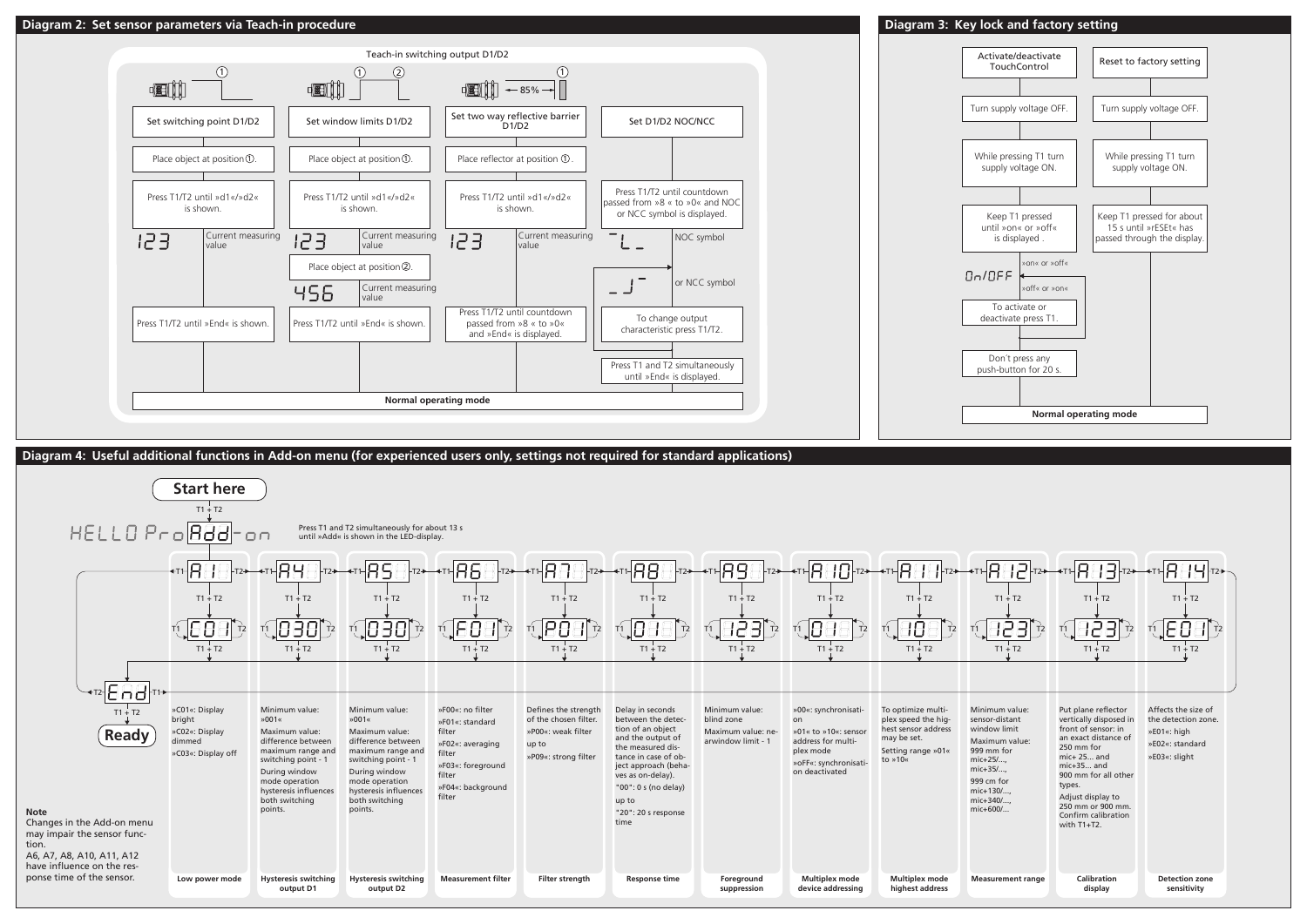## Diagram 2: Set sensor parameters via Teach-in procedure

Teach-in switching output D1/D2

### Set switching point D1/D2

1. Place object at position ①.
2. Press T1/T2 until »d1«/»d2« is shown.
   - 123 — Current measuring value
3. Press T1/T2 until »End« is shown.

### Set window limits D1/D2

1. Place object at position ①.
2. Press T1/T2 until »d1«/»d2« is shown.
   - 123 — Current measuring value
3. Place object at position ②.
   - 456 — Current measuring value
4. Press T1/T2 until »End« is shown.

### Set two way reflective barrier D1/D2

(reflector at 85 %)

1. Place reflector at position ①.
2. Press T1/T2 until »d1«/»d2« is shown.
   - 123 — Current measuring value
3. Press T1/T2 until countdown passed from »8 « to »0« and »End« is displayed.

### Set D1/D2 NOC/NCC

1. Press T1/T2 until countdown passed from »8 « to »0« and NOC or NCC symbol is displayed.
   - NOC symbol / or NCC symbol
2. To change output characteristic press T1/T2.
3. Press T1 and T2 simultaneously until »End« is displayed.

**Normal operating mode**

## Diagram 3: Key lock and factory setting

### Activate/deactivate TouchControl

1. Turn supply voltage OFF.
2. While pressing T1 turn supply voltage ON.
3. Keep T1 pressed until »on« or »off« is displayed .
   - On/OFF — »on« or »off« / »off« or »on«
4. To activate or deactivate press T1.
5. Don´t press any push-button for 20 s.

### Reset to factory setting

1. Turn supply voltage OFF.
2. While pressing T1 turn supply voltage ON.
3. Keep T1 pressed for about 15 s until »rESEt« has passed through the display.

**Normal operating mode**

## Diagram 4: Useful additional functions in Add-on menu (for experienced users only, settings not required for standard applications)

**Start here**

T1 + T2

HELLO Pro Add-on

Press T1 and T2 simultaneously for about 13 s until »Add« is shown in the LED-display.

Navigate between menu items with T1/T2; enter/confirm with T1 + T2. Exit via End (T1 + T2) → **Ready**

| Menu | Display (example) | Description | Function |
| --- | --- | --- | --- |
| A1 | C01 | »C01«: Display bright<br>»C02«: Display dimmed<br>»C03«: Display off | Low power mode |
| A4 | 030 | Minimum value: »001«<br>Maximum value: difference between maximum range and switching point - 1<br>During window mode operation hysteresis influences both switching points. | Hysteresis switching output D1 |
| A5 | 030 | Minimum value: »001«<br>Maximum value: difference between maximum range and switching point - 1<br>During window mode operation hysteresis influences both switching points. | Hysteresis switching output D2 |
| A6 | F01 | »F00«: no filter<br>»F01«: standard filter<br>»F02«: averaging filter<br>»F03«: foreground filter<br>»F04«: background filter | Measurement filter |
| A7 | P01 | Defines the strength of the chosen filter.<br>»P00«: weak filter<br>up to<br>»P09«: strong filter | Filter strength |
| A8 | 01 | Delay in seconds between the detection of an object and the output of the measured distance in case of object approach (behaves as on-delay).<br>"00": 0 s (no delay)<br>up to<br>"20": 20 s response time | Response time |
| A9 | 123 | Minimum value: blind zone<br>Maximum value: nearwindow limit - 1 | Foreground suppression |
| A10 | 01 | »00«: synchronisation<br>»01« to »10«: sensor address for multiplex mode<br>»oFF«: synchronisation deactivated | Multiplex mode device addressing |
| A11 | 10 | To optimize multiplex speed the highest sensor address may be set.<br>Setting range »01« to »10« | Multiplex mode highest address |
| A12 | 123 | Minimum value: sensor-distant window limit<br>Maximum value:<br>999 mm for mic+25/..., mic+35/...,<br>999 cm for mic+130/..., mic+340/..., mic+600/... | Measurement range |
| A13 | 123 | Put plane reflector vertically disposed in front of sensor: in an exact distance of 250 mm for mic+ 25... and mic+35... and 900 mm for all other types.<br>Adjust display to 250 mm or 900 mm. Confirm calibration with T1+T2. | Calibration display |
| A14 | E01 | Affects the size of the detection zone.<br>»E01«: high<br>»E02«: standard<br>»E03«: slight | Detection zone sensitivity |

**Note**

Changes in the Add-on menu may impair the sensor function.
A6, A7, A8, A10, A11, A12 have influence on the response time of the sensor.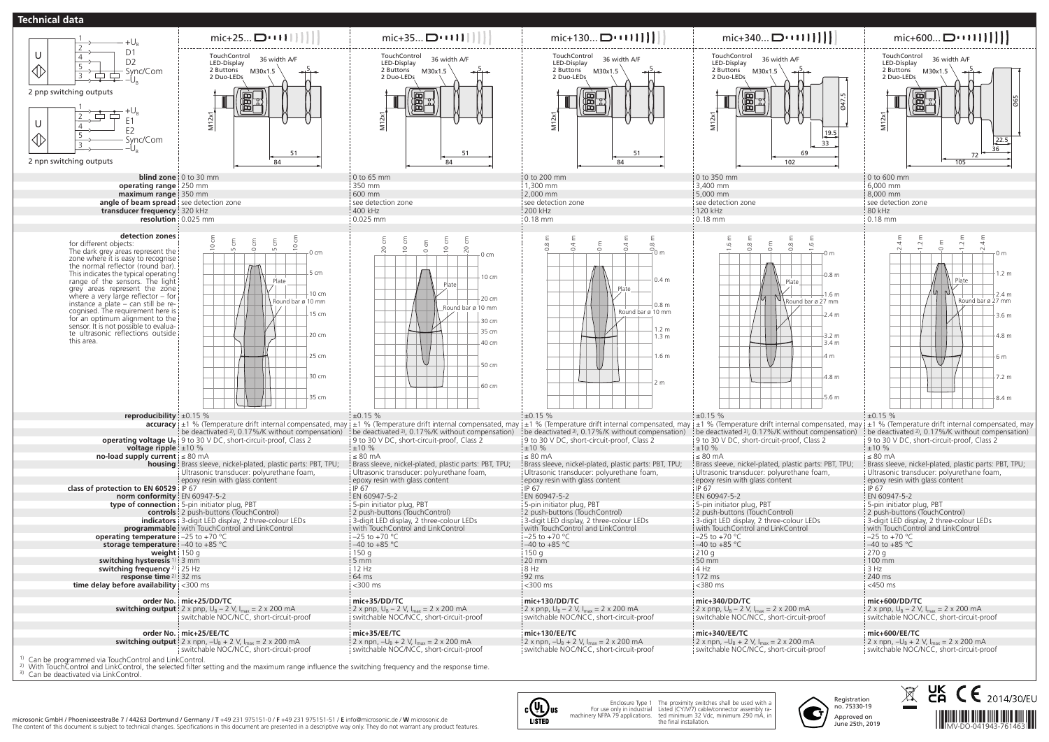## Technical data

2 pnp switching outputs: 1 +U_B; 2 D1; 4 D2; 5 Sync/Com; 3 −U_B

2 npn switching outputs: 1 +U_B; 2 E1; 4 E2; 5 Sync/Com; 3 −U_B

| | mic+25... | mic+35... | mic+130... | mic+340... | mic+600... |
|---|---|---|---|---|---|
| blind zone | 0 to 30 mm | 0 to 65 mm | 0 to 200 mm | 0 to 350 mm | 0 to 600 mm |
| operating range | 250 mm | 350 mm | 1,300 mm | 3,400 mm | 6,000 mm |
| maximum range | 350 mm | 600 mm | 2,000 mm | 5,000 mm | 8,000 mm |
| angle of beam spread | see detection zone | see detection zone | see detection zone | see detection zone | see detection zone |
| transducer frequency | 320 kHz | 400 kHz | 200 kHz | 120 kHz | 80 kHz |
| resolution | 0.025 mm | 0.025 mm | 0.18 mm | 0.18 mm | 0.18 mm |
| detection zones for different objects | | | | | |
| reproducibility | ±0.15 % | ±0.15 % | ±0.15 % | ±0.15 % | ±0.15 % |
| accuracy | ±1 % (Temperature drift internal compensated, may be deactivated 3), 0.17%/K without compensation) | ±1 % (Temperature drift internal compensated, may be deactivated 3), 0.17%/K without compensation) | ±1 % (Temperature drift internal compensated, may be deactivated 3), 0.17%/K without compensation) | ±1 % (Temperature drift internal compensated, may be deactivated 3), 0.17%/K without compensation) | ±1 % (Temperature drift internal compensated, may be deactivated 3), 0.17%/K without compensation) |
| operating voltage $U_B$ | 9 to 30 V DC, short-circuit-proof, Class 2 | 9 to 30 V DC, short-circuit-proof, Class 2 | 9 to 30 V DC, short-circuit-proof, Class 2 | 9 to 30 V DC, short-circuit-proof, Class 2 | 9 to 30 V DC, short-circuit-proof, Class 2 |
| voltage ripple | ±10 % | ±10 % | ±10 % | ±10 % | ±10 % |
| no-load supply current | ≤ 80 mA | ≤ 80 mA | ≤ 80 mA | ≤ 80 mA | ≤ 80 mA |
| housing | Brass sleeve, nickel-plated, plastic parts: PBT, TPU; Ultrasonic transducer: polyurethane foam, epoxy resin with glass content | Brass sleeve, nickel-plated, plastic parts: PBT, TPU; Ultrasonic transducer: polyurethane foam, epoxy resin with glass content | Brass sleeve, nickel-plated, plastic parts: PBT, TPU; Ultrasonic transducer: polyurethane foam, epoxy resin with glass content | Brass sleeve, nickel-plated, plastic parts: PBT, TPU; Ultrasonic transducer: polyurethane foam, epoxy resin with glass content | Brass sleeve, nickel-plated, plastic parts: PBT, TPU; Ultrasonic transducer: polyurethane foam, epoxy resin with glass content |
| class of protection to EN 60529 | IP 67 | IP 67 | IP 67 | IP 67 | IP 67 |
| norm conformity | EN 60947-5-2 | EN 60947-5-2 | EN 60947-5-2 | EN 60947-5-2 | EN 60947-5-2 |
| type of connection | 5-pin initiator plug, PBT | 5-pin initiator plug, PBT | 5-pin initiator plug, PBT | 5-pin initiator plug, PBT | 5-pin initiator plug, PBT |
| controls | 2 push-buttons (TouchControl) | 2 push-buttons (TouchControl) | 2 push-buttons (TouchControl) | 2 push-buttons (TouchControl) | 2 push-buttons (TouchControl) |
| indicators | 3-digit LED display, 2 three-colour LEDs | 3-digit LED display, 2 three-colour LEDs | 3-digit LED display, 2 three-colour LEDs | 3-digit LED display, 2 three-colour LEDs | 3-digit LED display, 2 three-colour LEDs |
| programmable | with TouchControl and LinkControl | with TouchControl and LinkControl | with TouchControl and LinkControl | with TouchControl and LinkControl | with TouchControl and LinkControl |
| operating temperature | −25 to +70 °C | −25 to +70 °C | −25 to +70 °C | −25 to +70 °C | −25 to +70 °C |
| storage temperature | −40 to +85 °C | −40 to +85 °C | −40 to +85 °C | −40 to +85 °C | −40 to +85 °C |
| weight | 150 g | 150 g | 150 g | 210 g | 270 g |
| switching hysteresis 1) | 3 mm | 5 mm | 20 mm | 50 mm | 100 mm |
| switching frequency 2) | 25 Hz | 12 Hz | 8 Hz | 4 Hz | 3 Hz |
| response time 2) | 32 ms | 64 ms | 92 ms | 172 ms | 240 ms |
| time delay before availability | <300 ms | <300 ms | <300 ms | <380 ms | <450 ms |
| order No. | mic+25/DD/TC | mic+35/DD/TC | mic+130/DD/TC | mic+340/DD/TC | mic+600/DD/TC |
| switching output | 2 x pnp, $U_B$ – 2 V, $I_{max}$ = 2 x 200 mA switchable NOC/NCC, short-circuit-proof | 2 x pnp, $U_B$ – 2 V, $I_{max}$ = 2 x 200 mA switchable NOC/NCC, short-circuit-proof | 2 x pnp, $U_B$ – 2 V, $I_{max}$ = 2 x 200 mA switchable NOC/NCC, short-circuit-proof | 2 x pnp, $U_B$ – 2 V, $I_{max}$ = 2 x 200 mA switchable NOC/NCC, short-circuit-proof | 2 x pnp, $U_B$ – 2 V, $I_{max}$ = 2 x 200 mA switchable NOC/NCC, short-circuit-proof |
| order No. | mic+25/EE/TC | mic+35/EE/TC | mic+130/EE/TC | mic+340/EE/TC | mic+600/EE/TC |
| switching output | 2 x npn, $-U_B$ + 2 V, $I_{max}$ = 2 x 200 mA switchable NOC/NCC, short-circuit-proof | 2 x npn, $-U_B$ + 2 V, $I_{max}$ = 2 x 200 mA switchable NOC/NCC, short-circuit-proof | 2 x npn, $-U_B$ + 2 V, $I_{max}$ = 2 x 200 mA switchable NOC/NCC, short-circuit-proof | 2 x npn, $-U_B$ + 2 V, $I_{max}$ = 2 x 200 mA switchable NOC/NCC, short-circuit-proof | 2 x npn, $-U_B$ + 2 V, $I_{max}$ = 2 x 200 mA switchable NOC/NCC, short-circuit-proof |

Detection zones for different objects: The dark grey areas represent the zone where it is easy to recognise the normal reflector (round bar). This indicates the typical operating range of the sensors. The light grey areas represent the zone where a very large reflector – for instance a plate – can still be recognised. The requirement here is for an optimum alignment to the sensor. It is not possible to evaluate ultrasonic reflections outside this area.

Dimension drawings: TouchControl, LED-Display, 2 Buttons, 2 Duo-LEDs, 36 width A/F, M30x1.5, M12x1

mic+25: 5, 51, 84 — mic+35: 5, 51, 84 — mic+130: 5, 51, 84 — mic+340: 5, Ø47.5, 19.5, 33, 69, 102 — mic+600: 5, Ø65, 22.5, 36, 72, 105

Detection zone labels: Plate; Round bar ø 10 mm (mic+25, mic+35, mic+130); Round bar ø 27 mm (mic+340, mic+600)

1) Can be programmed via TouchControl and LinkControl.
2) With TouchControl and LinkControl, the selected filter setting and the maximum range influence the switching frequency and the response time.
3) Can be deactivated via LinkControl.

Enclosure Type 1. For use only in industrial machinery NFPA 79 applications.

The proximity switches shall be used with a Listed (CYJV/7) cable/connector assembly rated minimum 32 Vdc, minimum 290 mA, in the final installation.

Registration no. 75330-19. Approved on June 25th, 2019

2014/30/EU

MV-DO-041943-761463

microsonic GmbH / Phoenixseestraße 7 / 44263 Dortmund / Germany / T +49 231 975151-0 / F +49 231 975151-51 / E info@microsonic.de / W microsonic.de
The content of this document is subject to technical changes. Specifications in this document are presented in a descriptive way only. They do not warrant any product features.